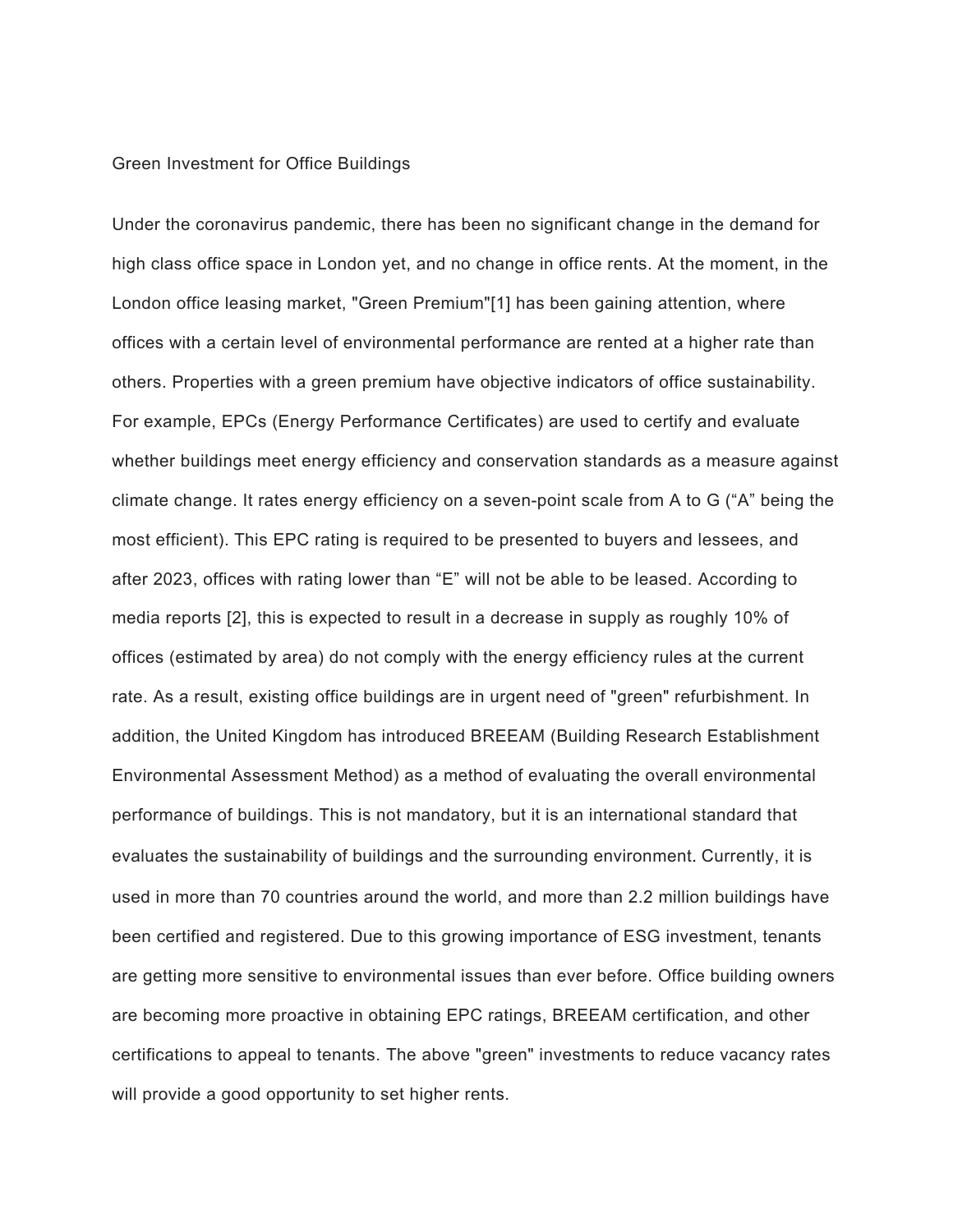# Green Investment for Office Buildings

Under the coronavirus pandemic, there has been no significant change in the demand for high class office space in London yet, and no change in office rents. At the moment, in the London office leasing market, "Green Premium"[1] has been gaining attention, where offices with a certain level of environmental performance are rented at a higher rate than others. Properties with a green premium have objective indicators of office sustainability. For example, EPCs (Energy Performance Certificates) are used to certify and evaluate whether buildings meet energy efficiency and conservation standards as a measure against climate change. It rates energy efficiency on a seven-point scale from A to G ("A" being the most efficient). This EPC rating is required to be presented to buyers and lessees, and after 2023, offices with rating lower than "E" will not be able to be leased. According to media reports [2], this is expected to result in a decrease in supply as roughly 10% of offices (estimated by area) do not comply with the energy efficiency rules at the current rate. As a result, existing office buildings are in urgent need of "green" refurbishment. In addition, the United Kingdom has introduced BREEAM (Building Research Establishment Environmental Assessment Method) as a method of evaluating the overall environmental performance of buildings. This is not mandatory, but it is an international standard that evaluates the sustainability of buildings and the surrounding environment. Currently, it is used in more than 70 countries around the world, and more than 2.2 million buildings have been certified and registered. Due to this growing importance of ESG investment, tenants are getting more sensitive to environmental issues than ever before. Office building owners are becoming more proactive in obtaining EPC ratings, BREEAM certification, and other certifications to appeal to tenants. The above "green" investments to reduce vacancy rates will provide a good opportunity to set higher rents.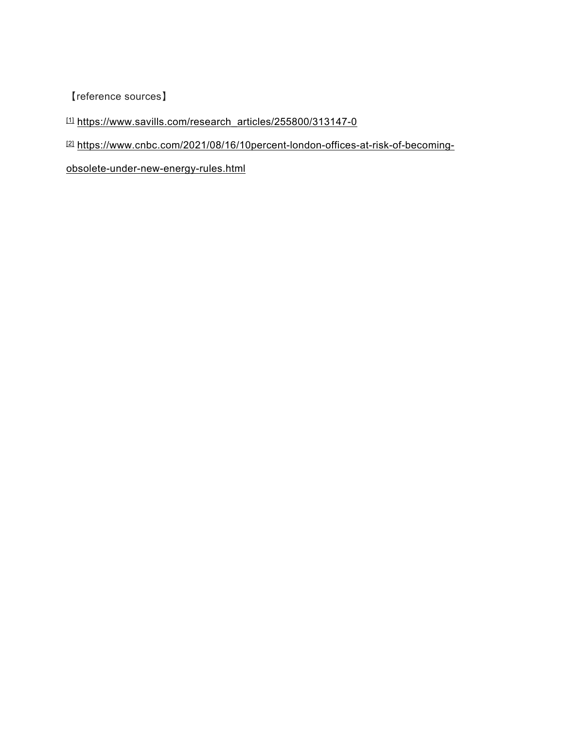【reference sources】

[1] https://www.savills.com/research_articles/255800/313147-0

[2] https://www.cnbc.com/2021/08/16/10percent-london-offices-at-risk-of-becoming-obsolete-under-new-energy-rules.html